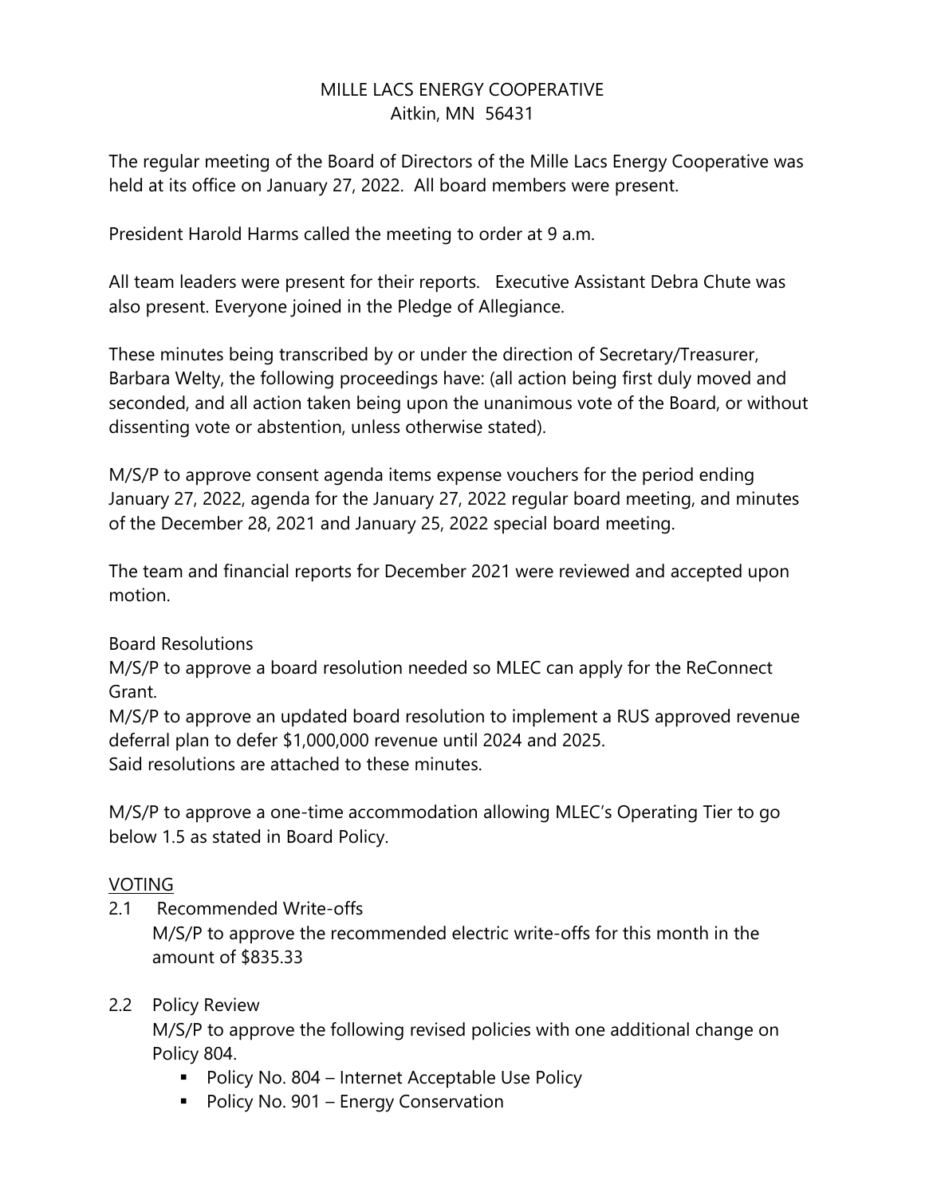# MILLE LACS ENERGY COOPERATIVE
Aitkin, MN 56431

The regular meeting of the Board of Directors of the Mille Lacs Energy Cooperative was held at its office on January 27, 2022. All board members were present.

President Harold Harms called the meeting to order at 9 a.m.

All team leaders were present for their reports. Executive Assistant Debra Chute was also present. Everyone joined in the Pledge of Allegiance.

These minutes being transcribed by or under the direction of Secretary/Treasurer, Barbara Welty, the following proceedings have: (all action being first duly moved and seconded, and all action taken being upon the unanimous vote of the Board, or without dissenting vote or abstention, unless otherwise stated).

M/S/P to approve consent agenda items expense vouchers for the period ending January 27, 2022, agenda for the January 27, 2022 regular board meeting, and minutes of the December 28, 2021 and January 25, 2022 special board meeting.

The team and financial reports for December 2021 were reviewed and accepted upon motion.

Board Resolutions
M/S/P to approve a board resolution needed so MLEC can apply for the ReConnect Grant.
M/S/P to approve an updated board resolution to implement a RUS approved revenue deferral plan to defer $1,000,000 revenue until 2024 and 2025.
Said resolutions are attached to these minutes.

M/S/P to approve a one-time accommodation allowing MLEC's Operating Tier to go below 1.5 as stated in Board Policy.

<u>VOTING</u>

2.1 Recommended Write-offs
M/S/P to approve the recommended electric write-offs for this month in the amount of $835.33

2.2 Policy Review
M/S/P to approve the following revised policies with one additional change on Policy 804.
- Policy No. 804 – Internet Acceptable Use Policy
- Policy No. 901 – Energy Conservation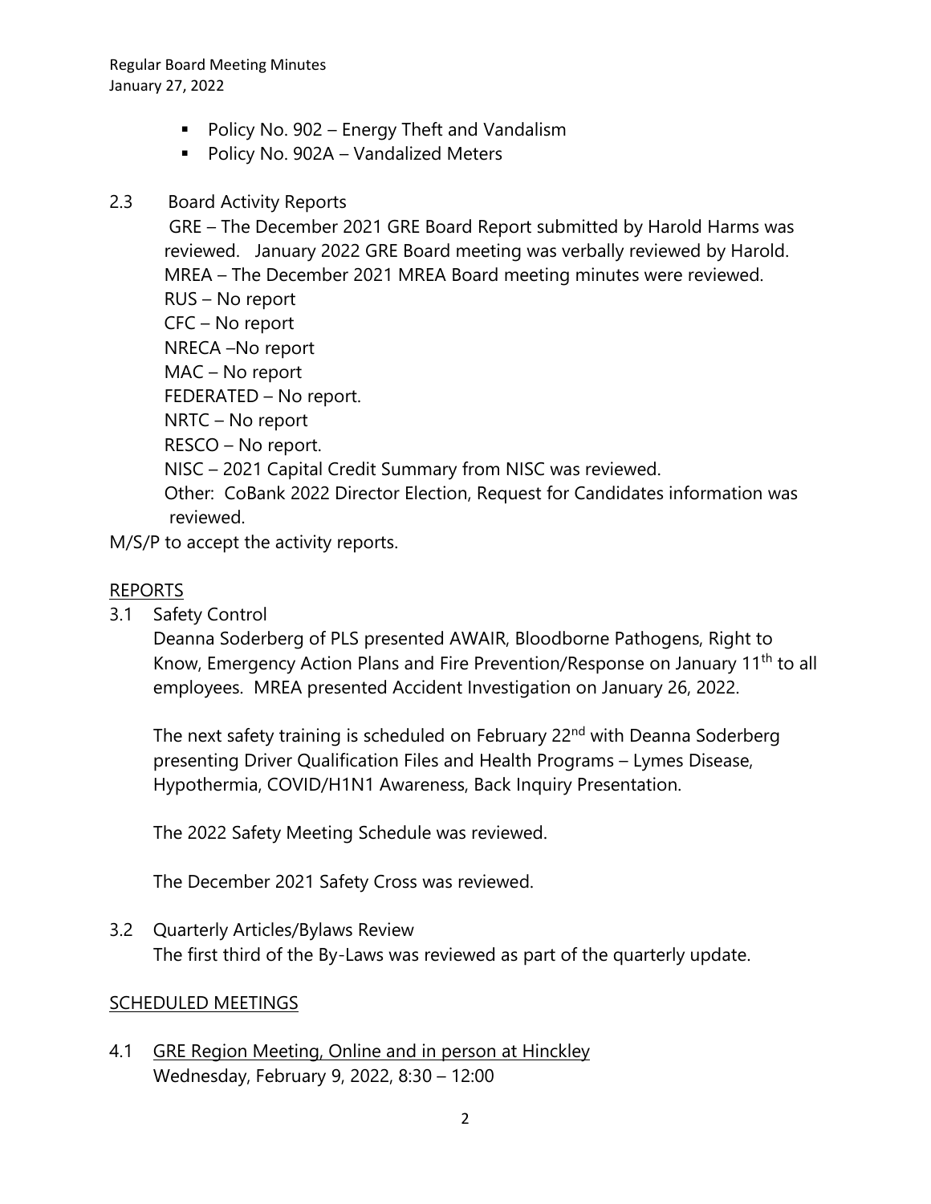- Policy No. 902 – Energy Theft and Vandalism
- Policy No. 902A – Vandalized Meters

2.3 Board Activity Reports

GRE – The December 2021 GRE Board Report submitted by Harold Harms was reviewed. January 2022 GRE Board meeting was verbally reviewed by Harold.
MREA – The December 2021 MREA Board meeting minutes were reviewed.
RUS – No report
CFC – No report
NRECA –No report
MAC – No report
FEDERATED – No report.
NRTC – No report
RESCO – No report.
NISC – 2021 Capital Credit Summary from NISC was reviewed.
Other: CoBank 2022 Director Election, Request for Candidates information was reviewed.

M/S/P to accept the activity reports.

## REPORTS

3.1 Safety Control

Deanna Soderberg of PLS presented AWAIR, Bloodborne Pathogens, Right to Know, Emergency Action Plans and Fire Prevention/Response on January 11th to all employees. MREA presented Accident Investigation on January 26, 2022.

The next safety training is scheduled on February 22nd with Deanna Soderberg presenting Driver Qualification Files and Health Programs – Lymes Disease, Hypothermia, COVID/H1N1 Awareness, Back Inquiry Presentation.

The 2022 Safety Meeting Schedule was reviewed.

The December 2021 Safety Cross was reviewed.

3.2 Quarterly Articles/Bylaws Review

The first third of the By-Laws was reviewed as part of the quarterly update.

## SCHEDULED MEETINGS

4.1 GRE Region Meeting, Online and in person at Hinckley

Wednesday, February 9, 2022, 8:30 – 12:00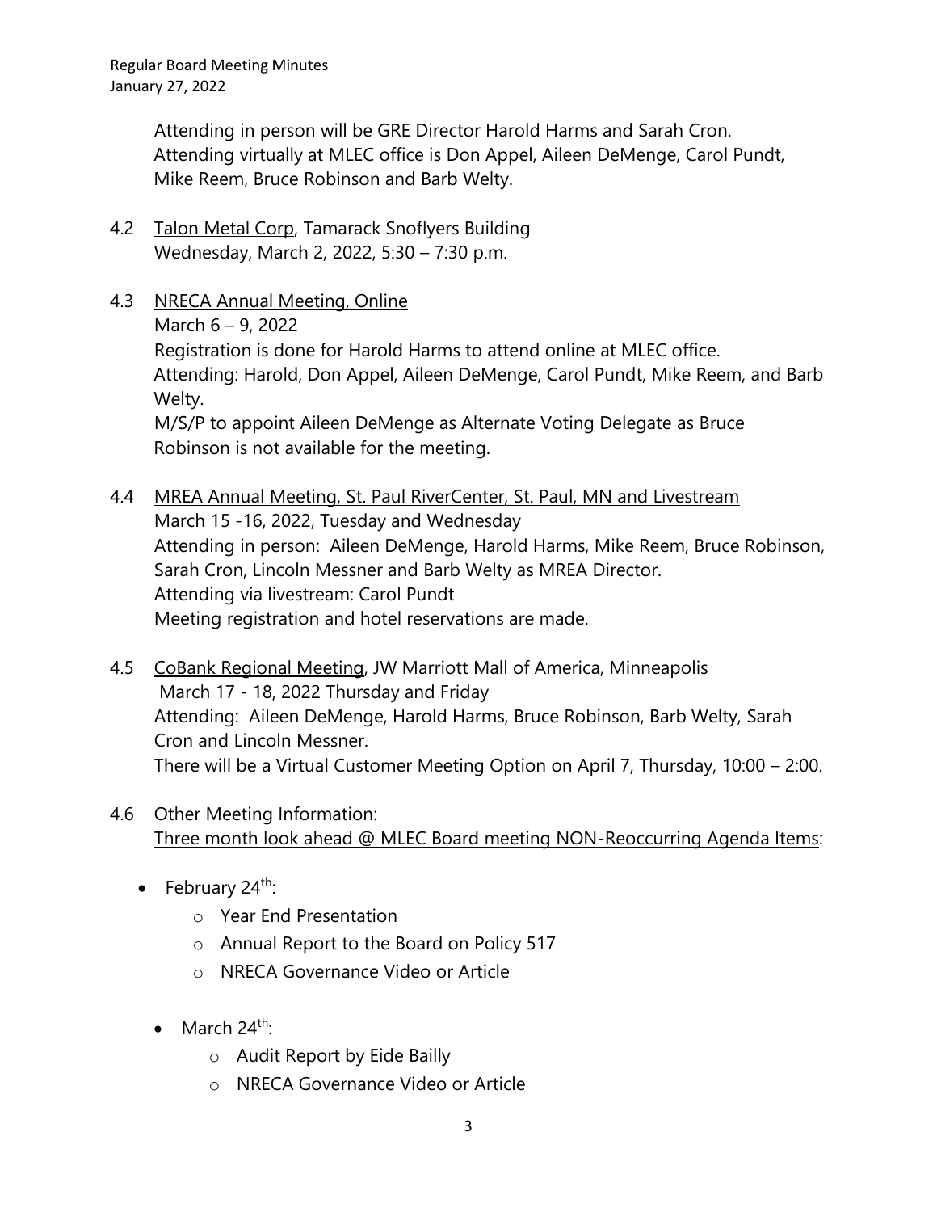Attending in person will be GRE Director Harold Harms and Sarah Cron. Attending virtually at MLEC office is Don Appel, Aileen DeMenge, Carol Pundt, Mike Reem, Bruce Robinson and Barb Welty.

4.2 Talon Metal Corp, Tamarack Snoflyers Building
Wednesday, March 2, 2022, 5:30 – 7:30 p.m.

4.3 NRECA Annual Meeting, Online
March 6 – 9, 2022
Registration is done for Harold Harms to attend online at MLEC office.
Attending: Harold, Don Appel, Aileen DeMenge, Carol Pundt, Mike Reem, and Barb Welty.
M/S/P to appoint Aileen DeMenge as Alternate Voting Delegate as Bruce Robinson is not available for the meeting.

4.4 MREA Annual Meeting, St. Paul RiverCenter, St. Paul, MN and Livestream
March 15 -16, 2022, Tuesday and Wednesday
Attending in person: Aileen DeMenge, Harold Harms, Mike Reem, Bruce Robinson, Sarah Cron, Lincoln Messner and Barb Welty as MREA Director.
Attending via livestream: Carol Pundt
Meeting registration and hotel reservations are made.

4.5 CoBank Regional Meeting, JW Marriott Mall of America, Minneapolis
March 17 - 18, 2022 Thursday and Friday
Attending: Aileen DeMenge, Harold Harms, Bruce Robinson, Barb Welty, Sarah Cron and Lincoln Messner.
There will be a Virtual Customer Meeting Option on April 7, Thursday, 10:00 – 2:00.

4.6 Other Meeting Information:
Three month look ahead @ MLEC Board meeting NON-Reoccurring Agenda Items:

- February 24th:
  - Year End Presentation
  - Annual Report to the Board on Policy 517
  - NRECA Governance Video or Article
- March 24th:
  - Audit Report by Eide Bailly
  - NRECA Governance Video or Article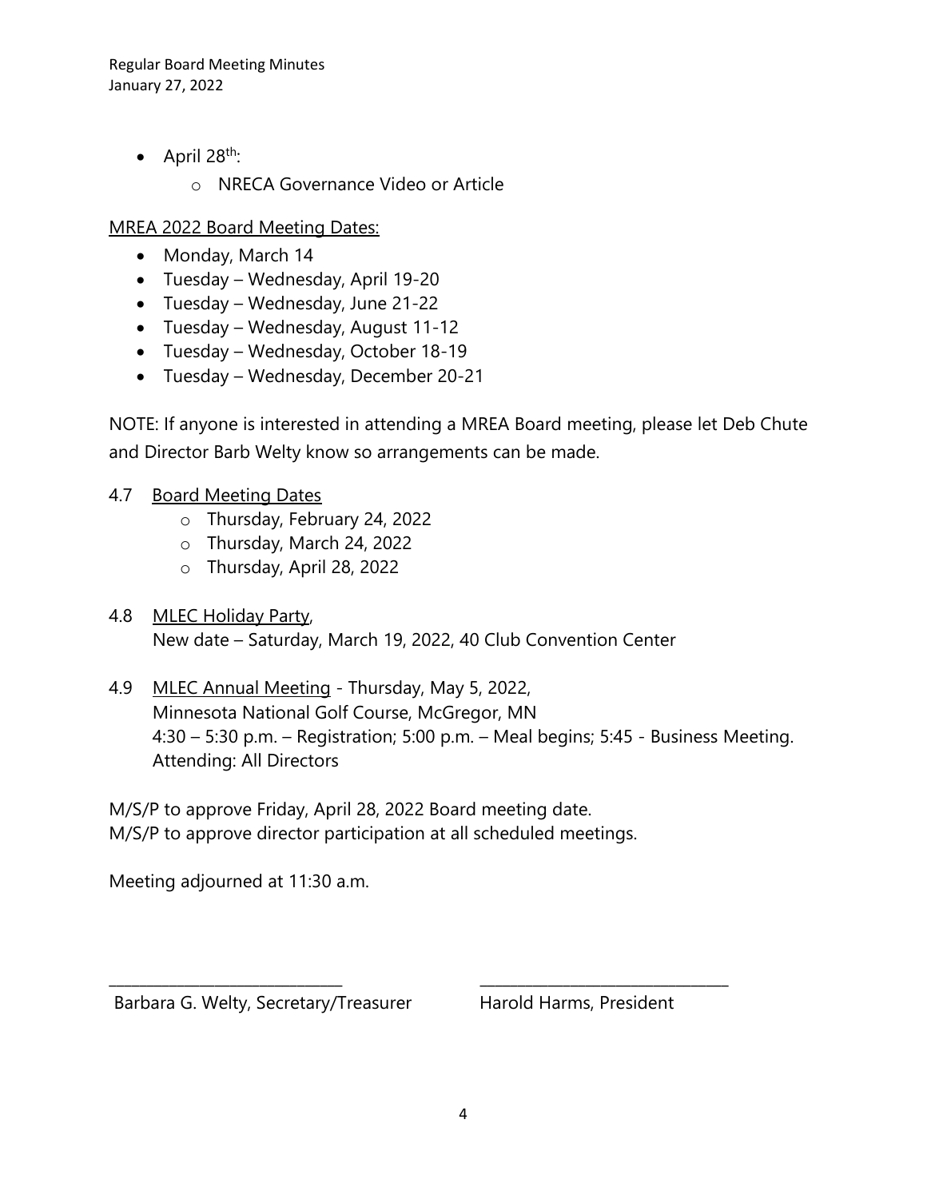- April 28[th]:
  - NRECA Governance Video or Article

MREA 2022 Board Meeting Dates:

- Monday, March 14
- Tuesday – Wednesday, April 19-20
- Tuesday – Wednesday, June 21-22
- Tuesday – Wednesday, August 11-12
- Tuesday – Wednesday, October 18-19
- Tuesday – Wednesday, December 20-21

NOTE: If anyone is interested in attending a MREA Board meeting, please let Deb Chute and Director Barb Welty know so arrangements can be made.

4.7 Board Meeting Dates
   - Thursday, February 24, 2022
   - Thursday, March 24, 2022
   - Thursday, April 28, 2022

4.8 MLEC Holiday Party,
   New date – Saturday, March 19, 2022, 40 Club Convention Center

4.9 MLEC Annual Meeting - Thursday, May 5, 2022,
   Minnesota National Golf Course, McGregor, MN
   4:30 – 5:30 p.m. – Registration; 5:00 p.m. – Meal begins; 5:45 - Business Meeting.
   Attending: All Directors

M/S/P to approve Friday, April 28, 2022 Board meeting date.
M/S/P to approve director participation at all scheduled meetings.

Meeting adjourned at 11:30 a.m.

_____________________________ _____________________________

Barbara G. Welty, Secretary/Treasurer Harold Harms, President